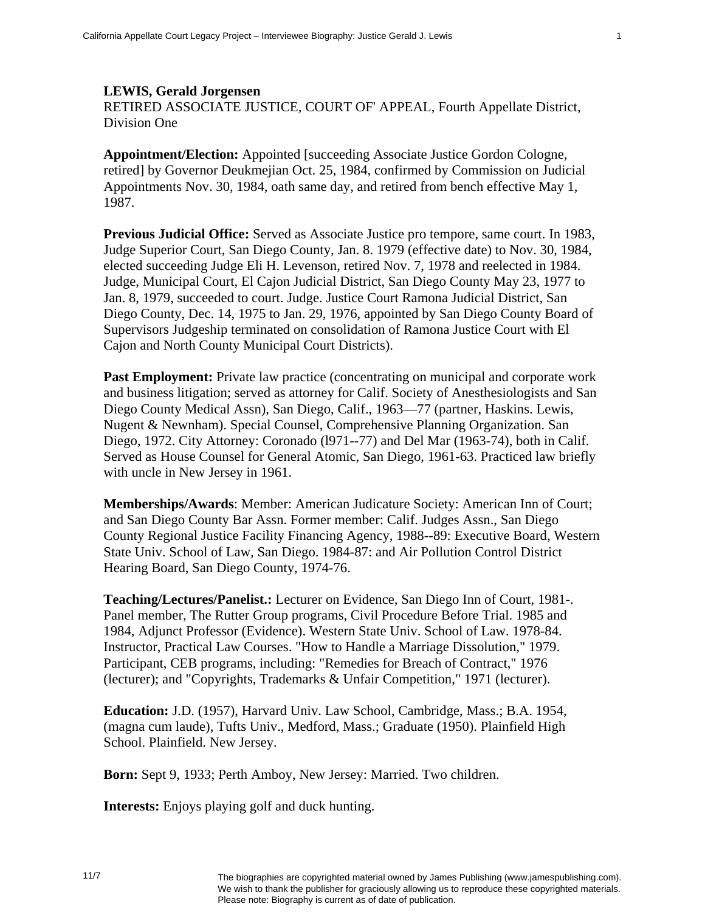**LEWIS, Gerald Jorgensen**
RETIRED ASSOCIATE JUSTICE, COURT OF' APPEAL, Fourth Appellate District, Division One

**Appointment/Election:** Appointed [succeeding Associate Justice Gordon Cologne, retired] by Governor Deukmejian Oct. 25, 1984, confirmed by Commission on Judicial Appointments Nov. 30, 1984, oath same day, and retired from bench effective May 1, 1987.

**Previous Judicial Office:** Served as Associate Justice pro tempore, same court. In 1983, Judge Superior Court, San Diego County, Jan. 8. 1979 (effective date) to Nov. 30, 1984, elected succeeding Judge Eli H. Levenson, retired Nov. 7, 1978 and reelected in 1984. Judge, Municipal Court, El Cajon Judicial District, San Diego County May 23, 1977 to Jan. 8, 1979, succeeded to court. Judge. Justice Court Ramona Judicial District, San Diego County, Dec. 14, 1975 to Jan. 29, 1976, appointed by San Diego County Board of Supervisors Judgeship terminated on consolidation of Ramona Justice Court with El Cajon and North County Municipal Court Districts).

**Past Employment:** Private law practice (concentrating on municipal and corporate work and business litigation; served as attorney for Calif. Society of Anesthesiologists and San Diego County Medical Assn), San Diego, Calif., 1963—77 (partner, Haskins. Lewis, Nugent & Newnham). Special Counsel, Comprehensive Planning Organization. San Diego, 1972. City Attorney: Coronado (l971--77) and Del Mar (1963-74), both in Calif. Served as House Counsel for General Atomic, San Diego, 1961-63. Practiced law briefly with uncle in New Jersey in 1961.

**Memberships/Awards**: Member: American Judicature Society: American Inn of Court; and San Diego County Bar Assn. Former member: Calif. Judges Assn., San Diego County Regional Justice Facility Financing Agency, 1988--89: Executive Board, Western State Univ. School of Law, San Diego. 1984-87: and Air Pollution Control District Hearing Board, San Diego County, 1974-76.

**Teaching/Lectures/Panelist.:** Lecturer on Evidence, San Diego Inn of Court, 1981-. Panel member, The Rutter Group programs, Civil Procedure Before Trial. 1985 and 1984, Adjunct Professor (Evidence). Western State Univ. School of Law. 1978-84. Instructor, Practical Law Courses. "How to Handle a Marriage Dissolution," 1979. Participant, CEB programs, including: "Remedies for Breach of Contract," 1976 (lecturer); and "Copyrights, Trademarks & Unfair Competition," 1971 (lecturer).

**Education:** J.D. (1957), Harvard Univ. Law School, Cambridge, Mass.; B.A. 1954, (magna cum laude), Tufts Univ., Medford, Mass.; Graduate (1950). Plainfield High School. Plainfield. New Jersey.

**Born:** Sept 9, 1933; Perth Amboy, New Jersey: Married. Two children.

**Interests:** Enjoys playing golf and duck hunting.

11/7

The biographies are copyrighted material owned by James Publishing (www.jamespublishing.com). We wish to thank the publisher for graciously allowing us to reproduce these copyrighted materials. Please note: Biography is current as of date of publication.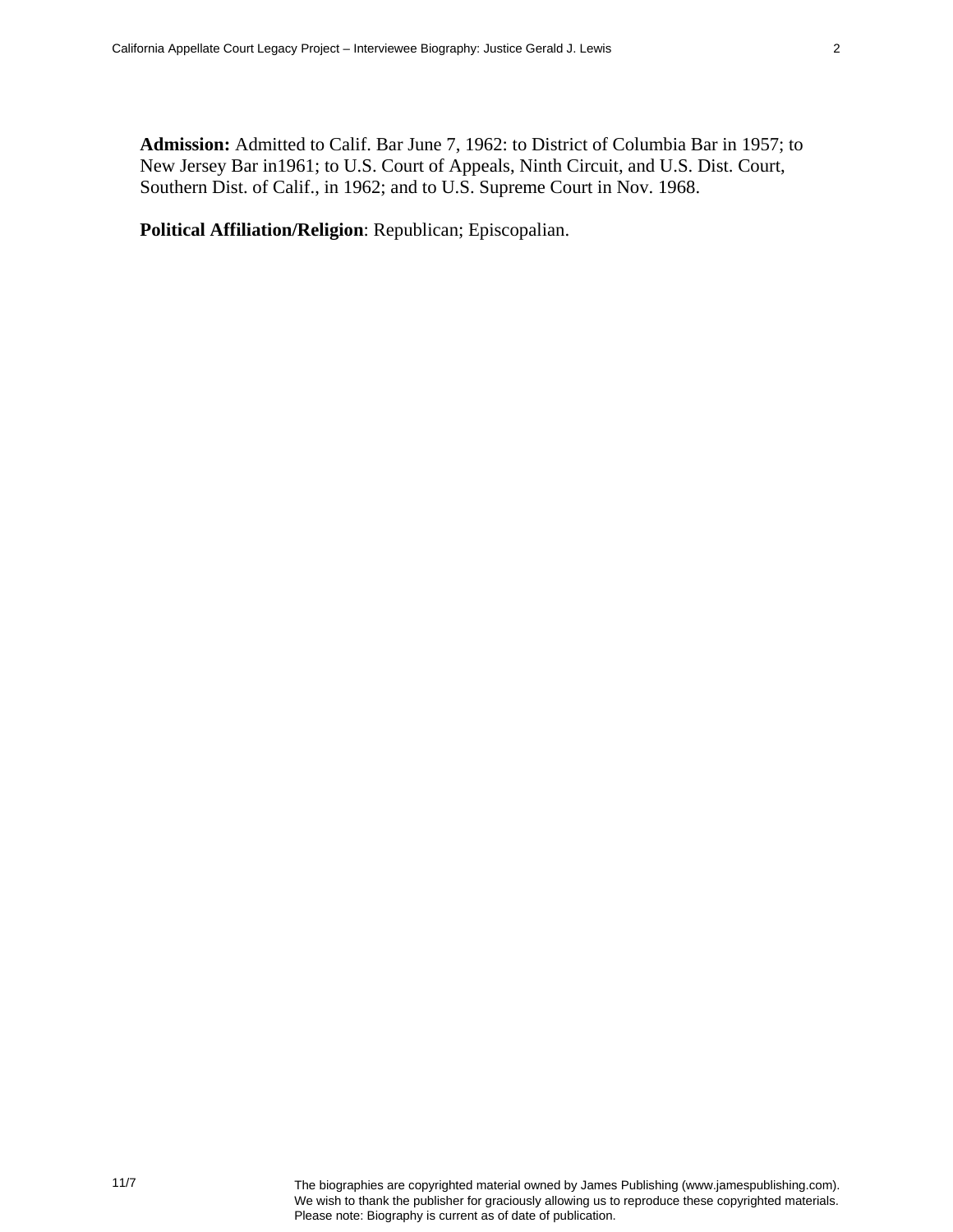**Admission:** Admitted to Calif. Bar June 7, 1962: to District of Columbia Bar in 1957; to New Jersey Bar in1961; to U.S. Court of Appeals, Ninth Circuit, and U.S. Dist. Court, Southern Dist. of Calif., in 1962; and to U.S. Supreme Court in Nov. 1968.

**Political Affiliation/Religion**: Republican; Episcopalian.

11/7

The biographies are copyrighted material owned by James Publishing (www.jamespublishing.com). We wish to thank the publisher for graciously allowing us to reproduce these copyrighted materials. Please note: Biography is current as of date of publication.